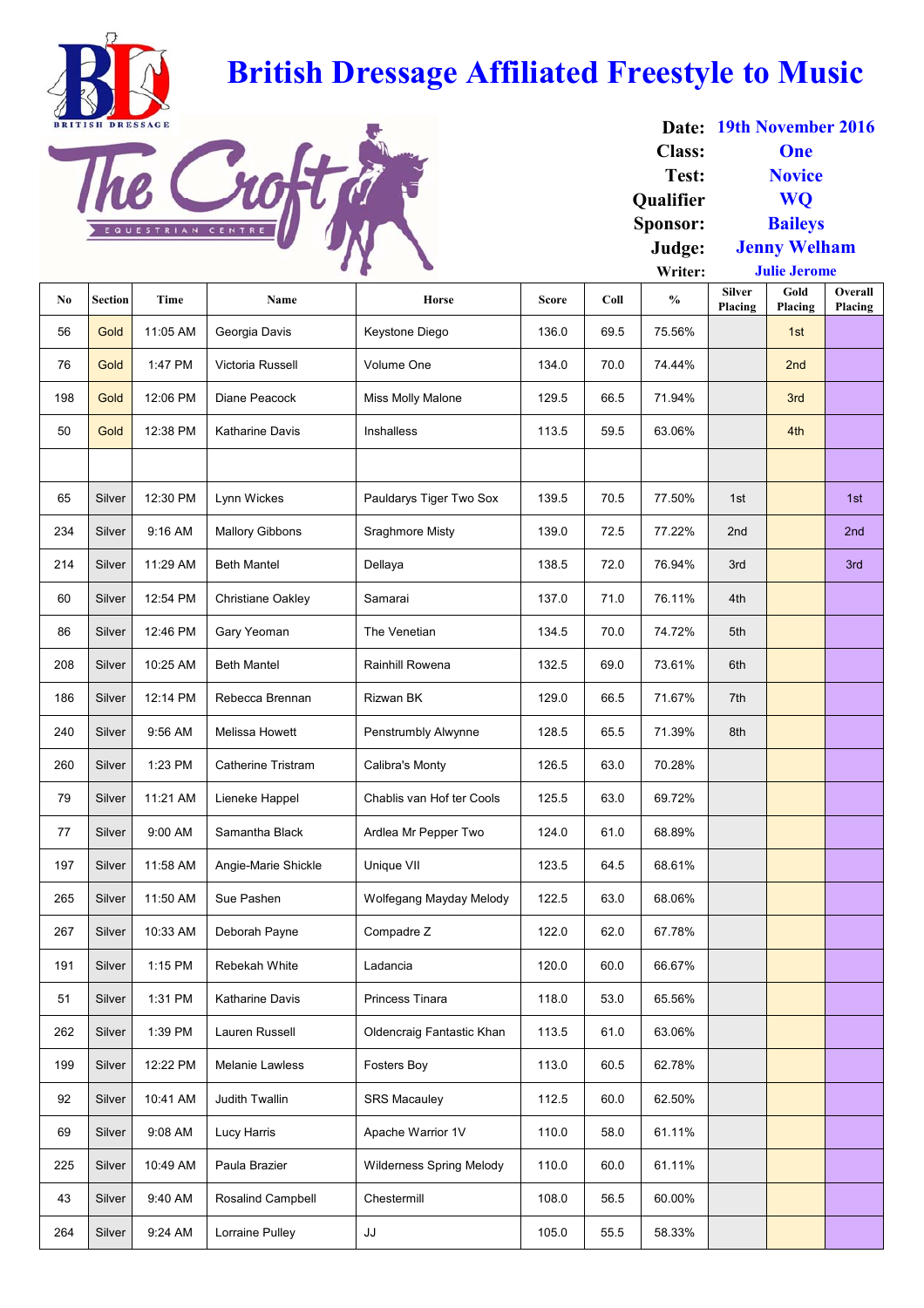# British Dressage Affiliated Freestyle to Music

**Date:** 19th November 2016
**Class:** One
**Test:** Novice
**Qualifier** WQ
**Sponsor:** Baileys
**Judge:** Jenny Welham
**Writer:** Julie Jerome

| No | Section | Time | Name | Horse | Score | Coll | % | Silver Placing | Gold Placing | Overall Placing |
|---|---|---|---|---|---|---|---|---|---|---|
| 56 | Gold | 11:05 AM | Georgia Davis | Keystone Diego | 136.0 | 69.5 | 75.56% | | 1st | |
| 76 | Gold | 1:47 PM | Victoria Russell | Volume One | 134.0 | 70.0 | 74.44% | | 2nd | |
| 198 | Gold | 12:06 PM | Diane Peacock | Miss Molly Malone | 129.5 | 66.5 | 71.94% | | 3rd | |
| 50 | Gold | 12:38 PM | Katharine Davis | Inshalless | 113.5 | 59.5 | 63.06% | | 4th | |
| | | | | | | | | | | |
| 65 | Silver | 12:30 PM | Lynn Wickes | Pauldarys Tiger Two Sox | 139.5 | 70.5 | 77.50% | 1st | | 1st |
| 234 | Silver | 9:16 AM | Mallory Gibbons | Sraghmore Misty | 139.0 | 72.5 | 77.22% | 2nd | | 2nd |
| 214 | Silver | 11:29 AM | Beth Mantel | Dellaya | 138.5 | 72.0 | 76.94% | 3rd | | 3rd |
| 60 | Silver | 12:54 PM | Christiane Oakley | Samarai | 137.0 | 71.0 | 76.11% | 4th | | |
| 86 | Silver | 12:46 PM | Gary Yeoman | The Venetian | 134.5 | 70.0 | 74.72% | 5th | | |
| 208 | Silver | 10:25 AM | Beth Mantel | Rainhill Rowena | 132.5 | 69.0 | 73.61% | 6th | | |
| 186 | Silver | 12:14 PM | Rebecca Brennan | Rizwan BK | 129.0 | 66.5 | 71.67% | 7th | | |
| 240 | Silver | 9:56 AM | Melissa Howett | Penstrumbly Alwynne | 128.5 | 65.5 | 71.39% | 8th | | |
| 260 | Silver | 1:23 PM | Catherine Tristram | Calibra's Monty | 126.5 | 63.0 | 70.28% | | | |
| 79 | Silver | 11:21 AM | Lieneke Happel | Chablis van Hof ter Cools | 125.5 | 63.0 | 69.72% | | | |
| 77 | Silver | 9:00 AM | Samantha Black | Ardlea Mr Pepper Two | 124.0 | 61.0 | 68.89% | | | |
| 197 | Silver | 11:58 AM | Angie-Marie Shickle | Unique VII | 123.5 | 64.5 | 68.61% | | | |
| 265 | Silver | 11:50 AM | Sue Pashen | Wolfegang Mayday Melody | 122.5 | 63.0 | 68.06% | | | |
| 267 | Silver | 10:33 AM | Deborah Payne | Compadre Z | 122.0 | 62.0 | 67.78% | | | |
| 191 | Silver | 1:15 PM | Rebekah White | Ladancia | 120.0 | 60.0 | 66.67% | | | |
| 51 | Silver | 1:31 PM | Katharine Davis | Princess Tinara | 118.0 | 53.0 | 65.56% | | | |
| 262 | Silver | 1:39 PM | Lauren Russell | Oldencraig Fantastic Khan | 113.5 | 61.0 | 63.06% | | | |
| 199 | Silver | 12:22 PM | Melanie Lawless | Fosters Boy | 113.0 | 60.5 | 62.78% | | | |
| 92 | Silver | 10:41 AM | Judith Twallin | SRS Macauley | 112.5 | 60.0 | 62.50% | | | |
| 69 | Silver | 9:08 AM | Lucy Harris | Apache Warrior 1V | 110.0 | 58.0 | 61.11% | | | |
| 225 | Silver | 10:49 AM | Paula Brazier | Wilderness Spring Melody | 110.0 | 60.0 | 61.11% | | | |
| 43 | Silver | 9:40 AM | Rosalind Campbell | Chestermill | 108.0 | 56.5 | 60.00% | | | |
| 264 | Silver | 9:24 AM | Lorraine Pulley | JJ | 105.0 | 55.5 | 58.33% | | | |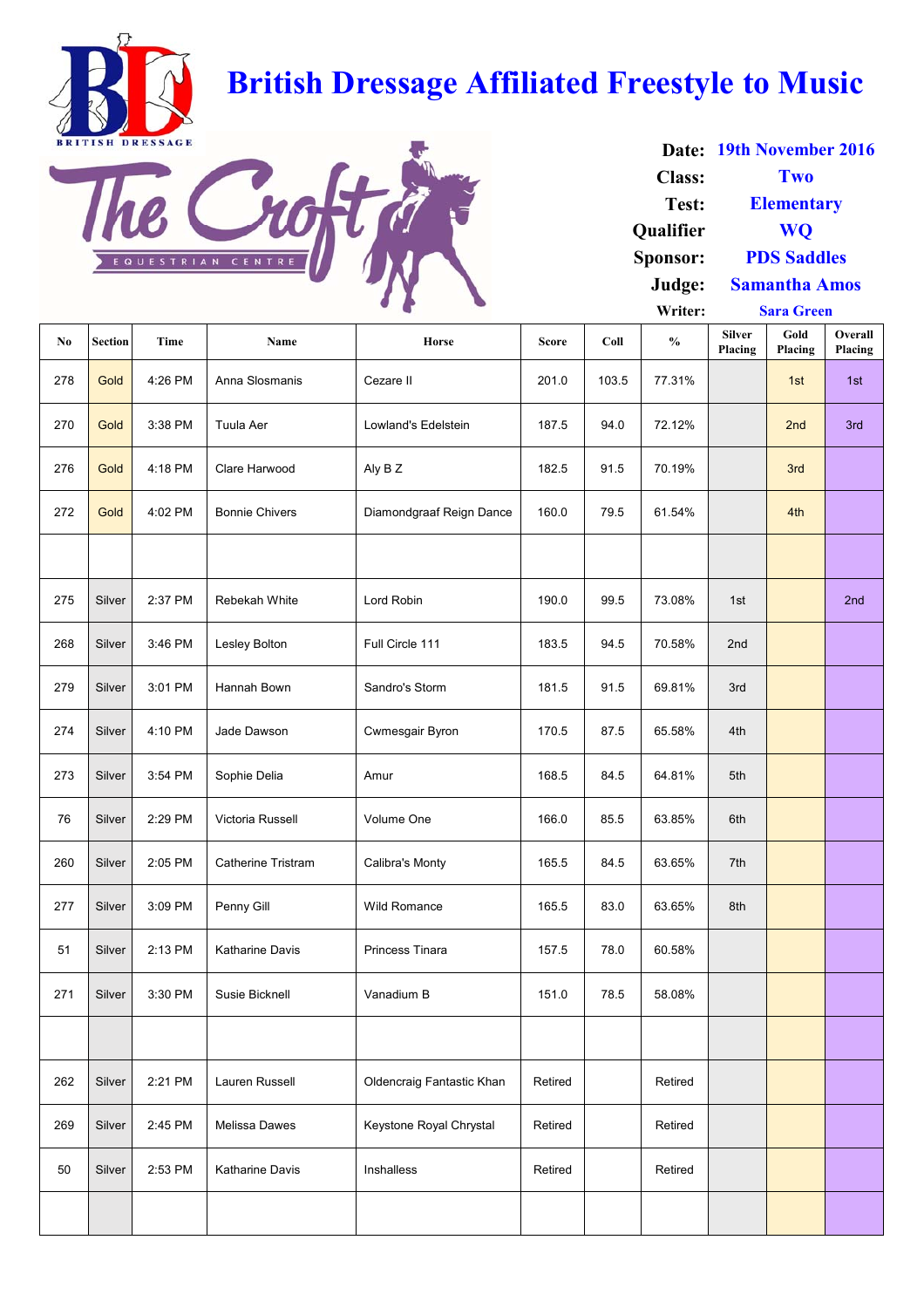# British Dressage Affiliated Freestyle to Music

BRITISH DRESSAGE

The Croft EQUESTRIAN CENTRE

**Date:** 19th November 2016
**Class:** Two
**Test:** Elementary
**Qualifier** WQ
**Sponsor:** PDS Saddles
**Judge:** Samantha Amos
**Writer:** Sara Green

| No | Section | Time | Name | Horse | Score | Coll | % | Silver Placing | Gold Placing | Overall Placing |
|---|---|---|---|---|---|---|---|---|---|---|
| 278 | Gold | 4:26 PM | Anna Slosmanis | Cezare II | 201.0 | 103.5 | 77.31% | | 1st | 1st |
| 270 | Gold | 3:38 PM | Tuula Aer | Lowland's Edelstein | 187.5 | 94.0 | 72.12% | | 2nd | 3rd |
| 276 | Gold | 4:18 PM | Clare Harwood | Aly B Z | 182.5 | 91.5 | 70.19% | | 3rd | |
| 272 | Gold | 4:02 PM | Bonnie Chivers | Diamondgraaf Reign Dance | 160.0 | 79.5 | 61.54% | | 4th | |
| | | | | | | | | | | |
| 275 | Silver | 2:37 PM | Rebekah White | Lord Robin | 190.0 | 99.5 | 73.08% | 1st | | 2nd |
| 268 | Silver | 3:46 PM | Lesley Bolton | Full Circle 111 | 183.5 | 94.5 | 70.58% | 2nd | | |
| 279 | Silver | 3:01 PM | Hannah Bown | Sandro's Storm | 181.5 | 91.5 | 69.81% | 3rd | | |
| 274 | Silver | 4:10 PM | Jade Dawson | Cwmesgair Byron | 170.5 | 87.5 | 65.58% | 4th | | |
| 273 | Silver | 3:54 PM | Sophie Delia | Amur | 168.5 | 84.5 | 64.81% | 5th | | |
| 76 | Silver | 2:29 PM | Victoria Russell | Volume One | 166.0 | 85.5 | 63.85% | 6th | | |
| 260 | Silver | 2:05 PM | Catherine Tristram | Calibra's Monty | 165.5 | 84.5 | 63.65% | 7th | | |
| 277 | Silver | 3:09 PM | Penny Gill | Wild Romance | 165.5 | 83.0 | 63.65% | 8th | | |
| 51 | Silver | 2:13 PM | Katharine Davis | Princess Tinara | 157.5 | 78.0 | 60.58% | | | |
| 271 | Silver | 3:30 PM | Susie Bicknell | Vanadium B | 151.0 | 78.5 | 58.08% | | | |
| | | | | | | | | | | |
| 262 | Silver | 2:21 PM | Lauren Russell | Oldencraig Fantastic Khan | Retired | | Retired | | | |
| 269 | Silver | 2:45 PM | Melissa Dawes | Keystone Royal Chrystal | Retired | | Retired | | | |
| 50 | Silver | 2:53 PM | Katharine Davis | Inshalless | Retired | | Retired | | | |
| | | | | | | | | | | |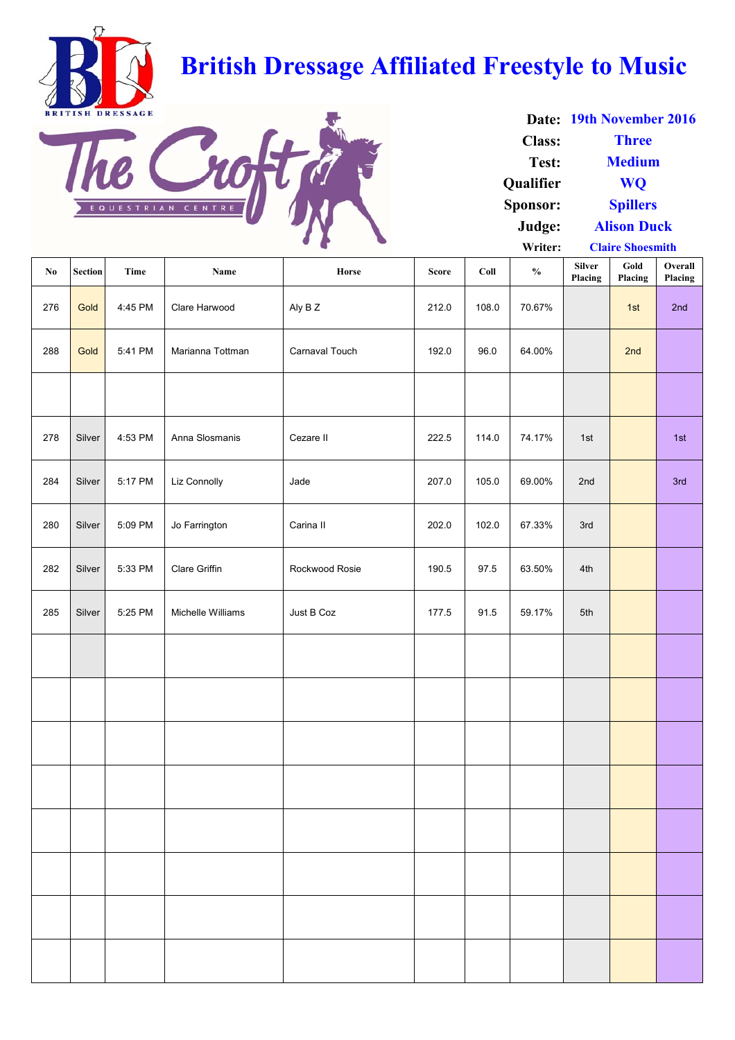# British Dressage Affiliated Freestyle to Music

**Date:** 19th November 2016
**Class:** Three
**Test:** Medium
**Qualifier** WQ
**Sponsor:** Spillers
**Judge:** Alison Duck
**Writer:** Claire Shoesmith

| No | Section | Time | Name | Horse | Score | Coll | % | Silver Placing | Gold Placing | Overall Placing |
|---|---|---|---|---|---|---|---|---|---|---|
| 276 | Gold | 4:45 PM | Clare Harwood | Aly B Z | 212.0 | 108.0 | 70.67% | | 1st | 2nd |
| 288 | Gold | 5:41 PM | Marianna Tottman | Carnaval Touch | 192.0 | 96.0 | 64.00% | | 2nd | |
| | | | | | | | | | | |
| 278 | Silver | 4:53 PM | Anna Slosmanis | Cezare II | 222.5 | 114.0 | 74.17% | 1st | | 1st |
| 284 | Silver | 5:17 PM | Liz Connolly | Jade | 207.0 | 105.0 | 69.00% | 2nd | | 3rd |
| 280 | Silver | 5:09 PM | Jo Farrington | Carina II | 202.0 | 102.0 | 67.33% | 3rd | | |
| 282 | Silver | 5:33 PM | Clare Griffin | Rockwood Rosie | 190.5 | 97.5 | 63.50% | 4th | | |
| 285 | Silver | 5:25 PM | Michelle Williams | Just B Coz | 177.5 | 91.5 | 59.17% | 5th | | |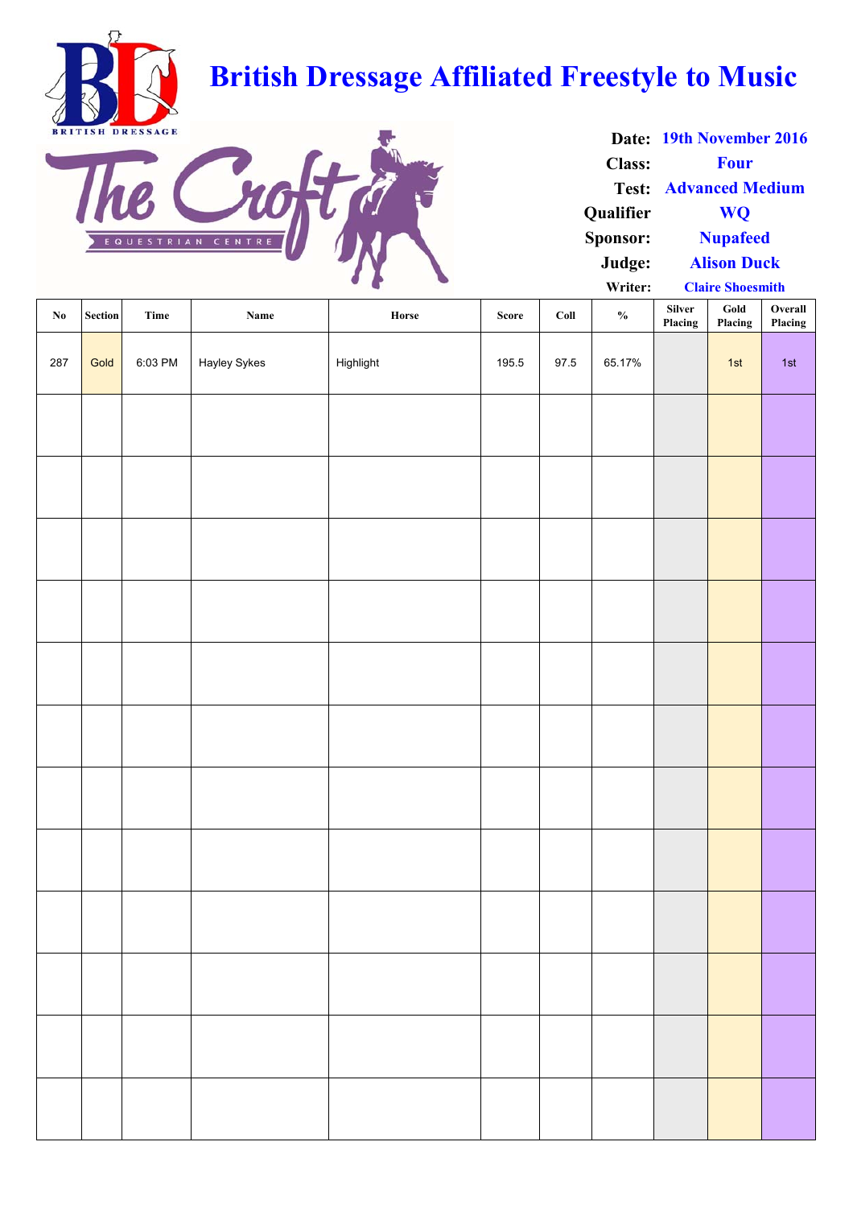# British Dressage Affiliated Freestyle to Music

**Date:** 19th November 2016
**Class:** Four
**Test:** Advanced Medium
**Qualifier** WQ
**Sponsor:** Nupafeed
**Judge:** Alison Duck
**Writer:** Claire Shoesmith

| No | Section | Time | Name | Horse | Score | Coll | % | Silver Placing | Gold Placing | Overall Placing |
|---|---|---|---|---|---|---|---|---|---|---|
| 287 | Gold | 6:03 PM | Hayley Sykes | Highlight | 195.5 | 97.5 | 65.17% | | 1st | 1st |
| | | | | | | | | | | |
| | | | | | | | | | | |
| | | | | | | | | | | |
| | | | | | | | | | | |
| | | | | | | | | | | |
| | | | | | | | | | | |
| | | | | | | | | | | |
| | | | | | | | | | | |
| | | | | | | | | | | |
| | | | | | | | | | | |
| | | | | | | | | | | |
| | | | | | | | | | | |